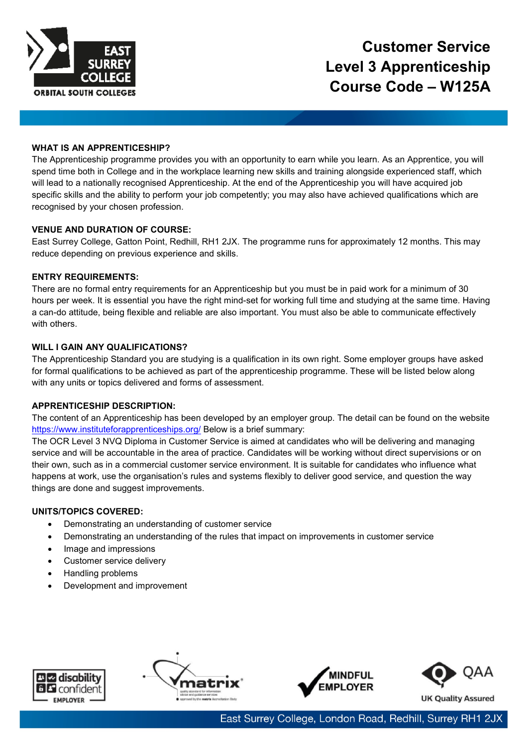# Customer Service Level 3 Apprenticeship Course Code – W125A

## WHAT IS AN APPRENTICESHIP?

The Apprenticeship programme provides you with an opportunity to earn while you learn. As an Apprentice, you will spend time both in College and in the workplace learning new skills and training alongside experienced staff, which will lead to a nationally recognised Apprenticeship. At the end of the Apprenticeship you will have acquired job specific skills and the ability to perform your job competently; you may also have achieved qualifications which are recognised by your chosen profession.

## VENUE AND DURATION OF COURSE:

East Surrey College, Gatton Point, Redhill, RH1 2JX. The programme runs for approximately 12 months. This may reduce depending on previous experience and skills.

## ENTRY REQUIREMENTS:

There are no formal entry requirements for an Apprenticeship but you must be in paid work for a minimum of 30 hours per week. It is essential you have the right mind-set for working full time and studying at the same time. Having a can-do attitude, being flexible and reliable are also important. You must also be able to communicate effectively with others.

## WILL I GAIN ANY QUALIFICATIONS?

The Apprenticeship Standard you are studying is a qualification in its own right. Some employer groups have asked for formal qualifications to be achieved as part of the apprenticeship programme. These will be listed below along with any units or topics delivered and forms of assessment.

## APPRENTICESHIP DESCRIPTION:

The content of an Apprenticeship has been developed by an employer group. The detail can be found on the website https://www.instituteforapprenticeships.org/ Below is a brief summary:

The OCR Level 3 NVQ Diploma in Customer Service is aimed at candidates who will be delivering and managing service and will be accountable in the area of practice. Candidates will be working without direct supervisions or on their own, such as in a commercial customer service environment. It is suitable for candidates who influence what happens at work, use the organisation's rules and systems flexibly to deliver good service, and question the way things are done and suggest improvements.

## UNITS/TOPICS COVERED:

- Demonstrating an understanding of customer service
- Demonstrating an understanding of the rules that impact on improvements in customer service
- Image and impressions
- Customer service delivery
- Handling problems
- Development and improvement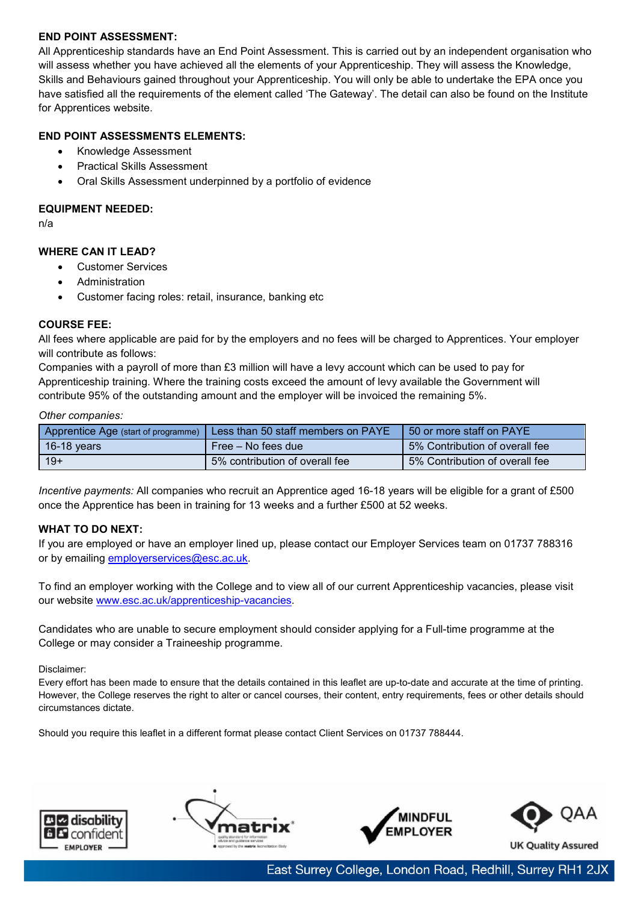**END POINT ASSESSMENT:**
All Apprenticeship standards have an End Point Assessment. This is carried out by an independent organisation who will assess whether you have achieved all the elements of your Apprenticeship. They will assess the Knowledge, Skills and Behaviours gained throughout your Apprenticeship. You will only be able to undertake the EPA once you have satisfied all the requirements of the element called 'The Gateway'. The detail can also be found on the Institute for Apprentices website.

**END POINT ASSESSMENTS ELEMENTS:**

- Knowledge Assessment
- Practical Skills Assessment
- Oral Skills Assessment underpinned by a portfolio of evidence

**EQUIPMENT NEEDED:**
n/a

**WHERE CAN IT LEAD?**

- Customer Services
- Administration
- Customer facing roles: retail, insurance, banking etc

**COURSE FEE:**
All fees where applicable are paid for by the employers and no fees will be charged to Apprentices. Your employer will contribute as follows:
Companies with a payroll of more than £3 million will have a levy account which can be used to pay for Apprenticeship training. Where the training costs exceed the amount of levy available the Government will contribute 95% of the outstanding amount and the employer will be invoiced the remaining 5%.

*Other companies:*

| Apprentice Age (start of programme) | Less than 50 staff members on PAYE | 50 or more staff on PAYE |
|---|---|---|
| 16-18 years | Free – No fees due | 5% Contribution of overall fee |
| 19+ | 5% contribution of overall fee | 5% Contribution of overall fee |

*Incentive payments:* All companies who recruit an Apprentice aged 16-18 years will be eligible for a grant of £500 once the Apprentice has been in training for 13 weeks and a further £500 at 52 weeks.

**WHAT TO DO NEXT:**
If you are employed or have an employer lined up, please contact our Employer Services team on 01737 788316 or by emailing employerservices@esc.ac.uk.

To find an employer working with the College and to view all of our current Apprenticeship vacancies, please visit our website www.esc.ac.uk/apprenticeship-vacancies.

Candidates who are unable to secure employment should consider applying for a Full-time programme at the College or may consider a Traineeship programme.

Disclaimer:
Every effort has been made to ensure that the details contained in this leaflet are up-to-date and accurate at the time of printing. However, the College reserves the right to alter or cancel courses, their content, entry requirements, fees or other details should circumstances dictate.

Should you require this leaflet in a different format please contact Client Services on 01737 788444.

East Surrey College, London Road, Redhill, Surrey RH1 2JX